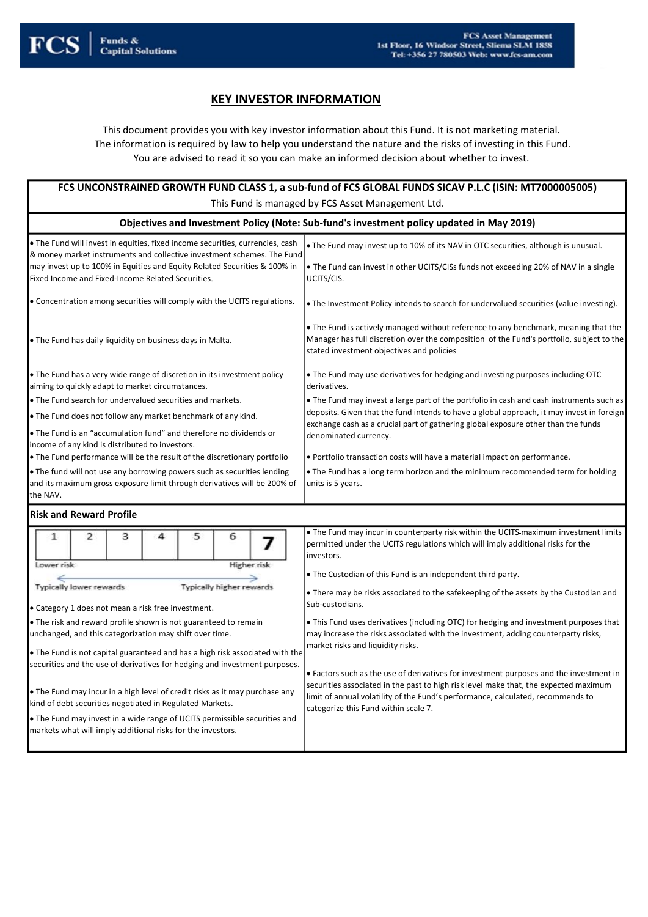FCS | Funds & Capital Solutions

FCS Asset Management
1st Floor, 16 Windsor Street, Sliema SLM 1858
Tel: +356 27 780503 Web: www.fcs-am.com

# KEY INVESTOR INFORMATION

This document provides you with key investor information about this Fund. It is not marketing material. The information is required by law to help you understand the nature and the risks of investing in this Fund. You are advised to read it so you can make an informed decision about whether to invest.

## FCS UNCONSTRAINED GROWTH FUND CLASS 1, a sub-fund of FCS GLOBAL FUNDS SICAV P.L.C (ISIN: MT7000005005)

This Fund is managed by FCS Asset Management Ltd.

## Objectives and Investment Policy (Note: Sub-fund's investment policy updated in May 2019)

- The Fund will invest in equities, fixed income securities, currencies, cash & money market instruments and collective investment schemes. The Fund may invest up to 100% in Equities and Equity Related Securities & 100% in Fixed Income and Fixed-Income Related Securities.
- Concentration among securities will comply with the UCITS regulations.
- The Fund has daily liquidity on business days in Malta.
- The Fund has a very wide range of discretion in its investment policy aiming to quickly adapt to market circumstances.
- The Fund search for undervalued securities and markets.
- The Fund does not follow any market benchmark of any kind.
- The Fund is an "accumulation fund" and therefore no dividends or income of any kind is distributed to investors.
- The Fund performance will be the result of the discretionary portfolio
- The fund will not use any borrowing powers such as securities lending and its maximum gross exposure limit through derivatives will be 200% of the NAV.
- The Fund may invest up to 10% of its NAV in OTC securities, although is unusual.
- The Fund can invest in other UCITS/CISs funds not exceeding 20% of NAV in a single UCITS/CIS.
- The Investment Policy intends to search for undervalued securities (value investing).
- The Fund is actively managed without reference to any benchmark, meaning that the Manager has full discretion over the composition of the Fund's portfolio, subject to the stated investment objectives and policies
- The Fund may use derivatives for hedging and investing purposes including OTC derivatives.
- The Fund may invest a large part of the portfolio in cash and cash instruments such as deposits. Given that the fund intends to have a global approach, it may invest in foreign exchange cash as a crucial part of gathering global exposure other than the funds denominated currency.
- Portfolio transaction costs will have a material impact on performance.
- The Fund has a long term horizon and the minimum recommended term for holding units is 5 years.

## Risk and Reward Profile

| 1 | 2 | 3 | 4 | 5 | 6 | **7** |
|---|---|---|---|---|---|---|

Lower risk — Higher risk

Typically lower rewards — Typically higher rewards

- Category 1 does not mean a risk free investment.
- The risk and reward profile shown is not guaranteed to remain unchanged, and this categorization may shift over time.
- The Fund is not capital guaranteed and has a high risk associated with the securities and the use of derivatives for hedging and investment purposes.
- The Fund may incur in a high level of credit risks as it may purchase any kind of debt securities negotiated in Regulated Markets.
- The Fund may invest in a wide range of UCITS permissible securities and markets what will imply additional risks for the investors.
- The Fund may incur in counterparty risk within the UCITS-maximum investment limits permitted under the UCITS regulations which will imply additional risks for the investors.
- The Custodian of this Fund is an independent third party.
- There may be risks associated to the safekeeping of the assets by the Custodian and Sub-custodians.
- This Fund uses derivatives (including OTC) for hedging and investment purposes that may increase the risks associated with the investment, adding counterparty risks, market risks and liquidity risks.
- Factors such as the use of derivatives for investment purposes and the investment in securities associated in the past to high risk level make that, the expected maximum limit of annual volatility of the Fund's performance, calculated, recommends to categorize this Fund within scale 7.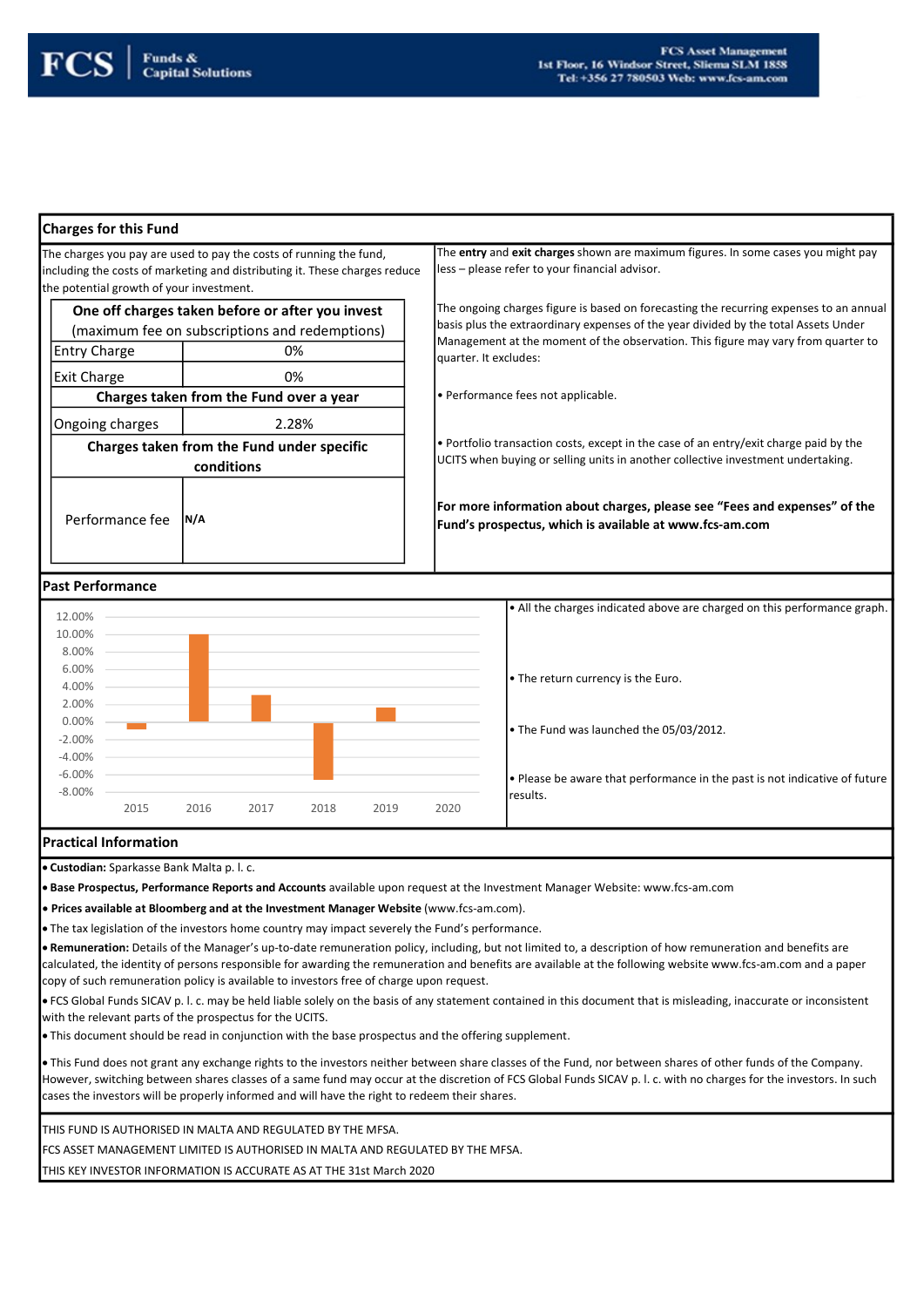## Charges for this Fund

The charges you pay are used to pay the costs of running the fund, including the costs of marketing and distributing it. These charges reduce the potential growth of your investment.

| One off charges taken before or after you invest (maximum fee on subscriptions and redemptions) | |
|---|---|
| Entry Charge | 0% |
| Exit Charge | 0% |
| **Charges taken from the Fund over a year** | |
| Ongoing charges | 2.28% |
| **Charges taken from the Fund under specific conditions** | |
| Performance fee | N/A |

The **entry** and **exit charges** shown are maximum figures. In some cases you might pay less – please refer to your financial advisor.

The ongoing charges figure is based on forecasting the recurring expenses to an annual basis plus the extraordinary expenses of the year divided by the total Assets Under Management at the moment of the observation. This figure may vary from quarter to quarter. It excludes:

- Performance fees not applicable.
- Portfolio transaction costs, except in the case of an entry/exit charge paid by the UCITS when buying or selling units in another collective investment undertaking.

**For more information about charges, please see "Fees and expenses" of the Fund's prospectus, which is available at www.fcs-am.com**

## Past Performance

| Year | 2015 | 2016 | 2017 | 2018 | 2019 | 2020 |
|---|---|---|---|---|---|---|
| Return | approx. -0.7% | approx. 10.0% | approx. 3.0% | approx. -6.4% | approx. 1.6% | |

- All the charges indicated above are charged on this performance graph.
- The return currency is the Euro.
- The Fund was launched the 05/03/2012.
- Please be aware that performance in the past is not indicative of future results.

## Practical Information

- **Custodian:** Sparkasse Bank Malta p. l. c.
- **Base Prospectus, Performance Reports and Accounts** available upon request at the Investment Manager Website: www.fcs-am.com
- **Prices available at Bloomberg and at the Investment Manager Website** (www.fcs-am.com).
- The tax legislation of the investors home country may impact severely the Fund's performance.
- **Remuneration:** Details of the Manager's up-to-date remuneration policy, including, but not limited to, a description of how remuneration and benefits are calculated, the identity of persons responsible for awarding the remuneration and benefits are available at the following website www.fcs-am.com and a paper copy of such remuneration policy is available to investors free of charge upon request.
- FCS Global Funds SICAV p. l. c. may be held liable solely on the basis of any statement contained in this document that is misleading, inaccurate or inconsistent with the relevant parts of the prospectus for the UCITS.
- This document should be read in conjunction with the base prospectus and the offering supplement.
- This Fund does not grant any exchange rights to the investors neither between share classes of the Fund, nor between shares of other funds of the Company. However, switching between shares classes of a same fund may occur at the discretion of FCS Global Funds SICAV p. l. c. with no charges for the investors. In such cases the investors will be properly informed and will have the right to redeem their shares.

THIS FUND IS AUTHORISED IN MALTA AND REGULATED BY THE MFSA.

FCS ASSET MANAGEMENT LIMITED IS AUTHORISED IN MALTA AND REGULATED BY THE MFSA.

THIS KEY INVESTOR INFORMATION IS ACCURATE AS AT THE 31st March 2020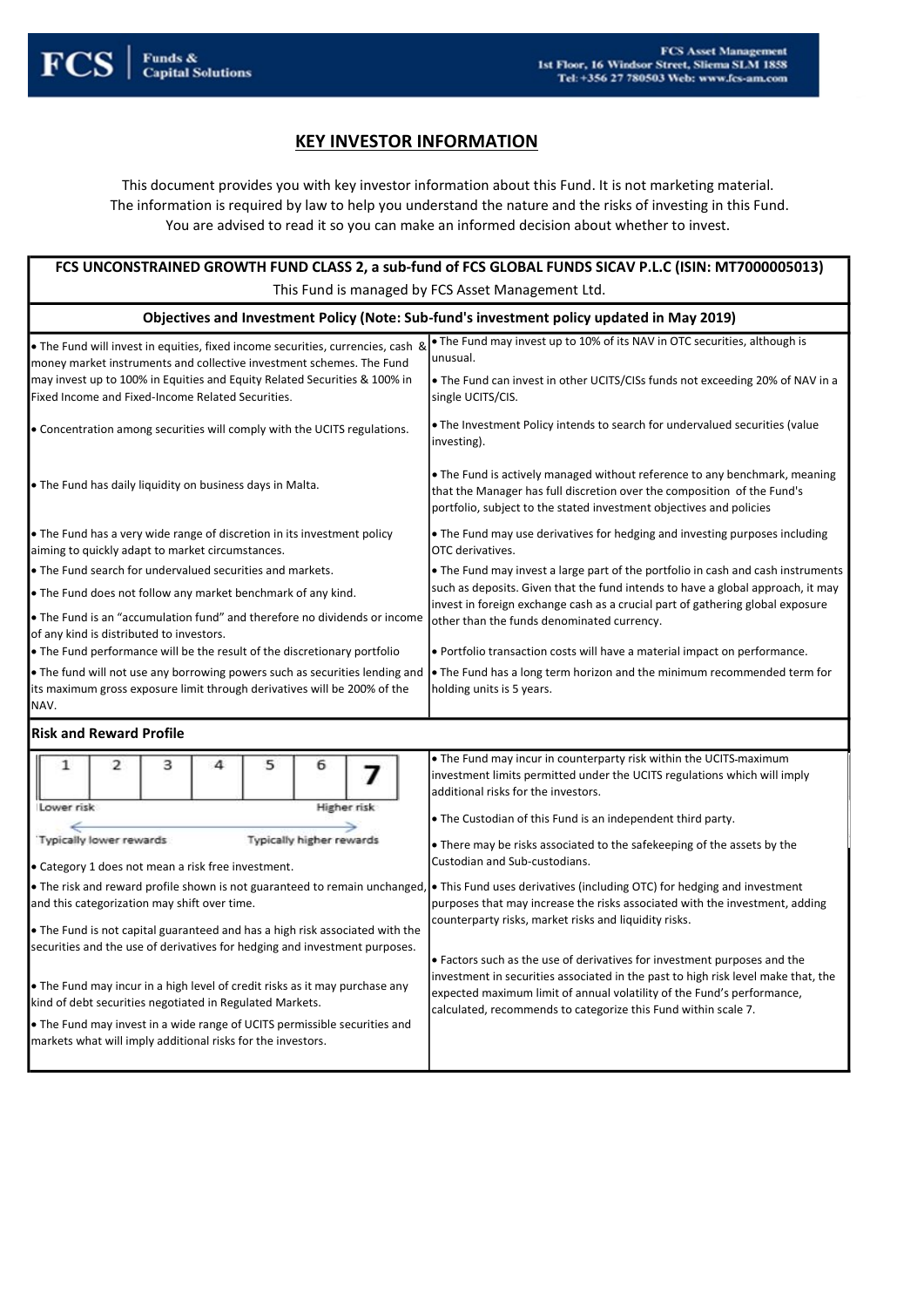**FCS** | Funds & Capital Solutions

**FCS Asset Management**
1st Floor, 16 Windsor Street, Sliema SLM 1858
Tel: +356 27 780503 Web: www.fcs-am.com

# KEY INVESTOR INFORMATION

This document provides you with key investor information about this Fund. It is not marketing material.
The information is required by law to help you understand the nature and the risks of investing in this Fund.
You are advised to read it so you can make an informed decision about whether to invest.

## FCS UNCONSTRAINED GROWTH FUND CLASS 2, a sub-fund of FCS GLOBAL FUNDS SICAV P.L.C (ISIN: MT7000005013)

This Fund is managed by FCS Asset Management Ltd.

### Objectives and Investment Policy (Note: Sub-fund's investment policy updated in May 2019)

- The Fund will invest in equities, fixed income securities, currencies, cash & money market instruments and collective investment schemes. The Fund may invest up to 100% in Equities and Equity Related Securities & 100% in Fixed Income and Fixed-Income Related Securities.
- Concentration among securities will comply with the UCITS regulations.
- The Fund has daily liquidity on business days in Malta.
- The Fund has a very wide range of discretion in its investment policy aiming to quickly adapt to market circumstances.
- The Fund search for undervalued securities and markets.
- The Fund does not follow any market benchmark of any kind.
- The Fund is an "accumulation fund" and therefore no dividends or income of any kind is distributed to investors.
- The Fund performance will be the result of the discretionary portfolio
- The fund will not use any borrowing powers such as securities lending and its maximum gross exposure limit through derivatives will be 200% of the NAV.
- The Fund may invest up to 10% of its NAV in OTC securities, although is unusual.
- The Fund can invest in other UCITS/CISs funds not exceeding 20% of NAV in a single UCITS/CIS.
- The Investment Policy intends to search for undervalued securities (value investing).
- The Fund is actively managed without reference to any benchmark, meaning that the Manager has full discretion over the composition of the Fund's portfolio, subject to the stated investment objectives and policies
- The Fund may use derivatives for hedging and investing purposes including OTC derivatives.
- The Fund may invest a large part of the portfolio in cash and cash instruments such as deposits. Given that the fund intends to have a global approach, it may invest in foreign exchange cash as a crucial part of gathering global exposure other than the funds denominated currency.
- Portfolio transaction costs will have a material impact on performance.
- The Fund has a long term horizon and the minimum recommended term for holding units is 5 years.

### Risk and Reward Profile

| 1 | 2 | 3 | 4 | 5 | 6 | **7** |
|---|---|---|---|---|---|---|

Lower risk — Higher risk

Typically lower rewards — Typically higher rewards

- Category 1 does not mean a risk free investment.
- The risk and reward profile shown is not guaranteed to remain unchanged, and this categorization may shift over time.
- The Fund is not capital guaranteed and has a high risk associated with the securities and the use of derivatives for hedging and investment purposes.
- The Fund may incur in a high level of credit risks as it may purchase any kind of debt securities negotiated in Regulated Markets.
- The Fund may invest in a wide range of UCITS permissible securities and markets what will imply additional risks for the investors.
- The Fund may incur in counterparty risk within the UCITS-maximum investment limits permitted under the UCITS regulations which will imply additional risks for the investors.
- The Custodian of this Fund is an independent third party.
- There may be risks associated to the safekeeping of the assets by the Custodian and Sub-custodians.
- This Fund uses derivatives (including OTC) for hedging and investment purposes that may increase the risks associated with the investment, adding counterparty risks, market risks and liquidity risks.
- Factors such as the use of derivatives for investment purposes and the investment in securities associated in the past to high risk level make that, the expected maximum limit of annual volatility of the Fund's performance, calculated, recommends to categorize this Fund within scale 7.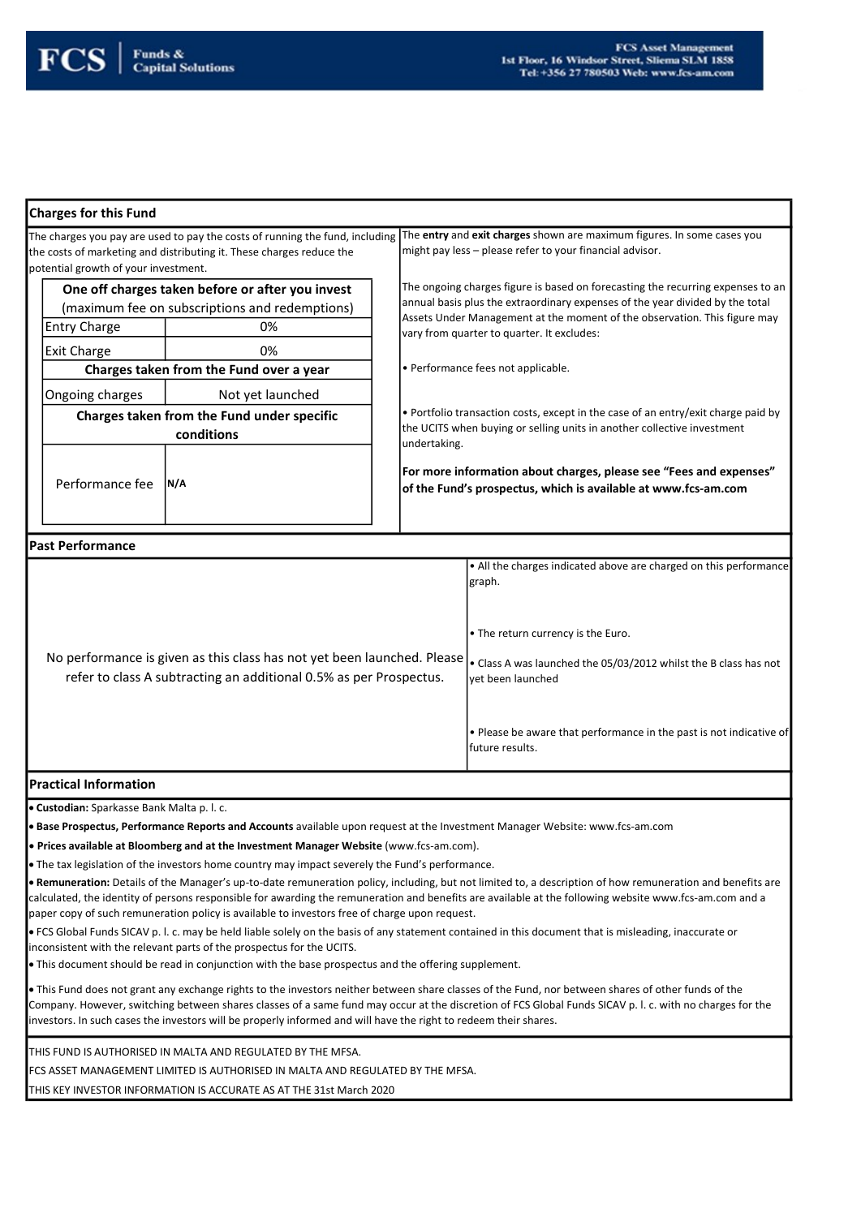## Charges for this Fund

The charges you pay are used to pay the costs of running the fund, including the costs of marketing and distributing it. These charges reduce the potential growth of your investment.

| One off charges taken before or after you invest (maximum fee on subscriptions and redemptions) | |
|---|---|
| Entry Charge | 0% |
| Exit Charge | 0% |
| **Charges taken from the Fund over a year** | |
| Ongoing charges | Not yet launched |
| **Charges taken from the Fund under specific conditions** | |
| Performance fee | N/A |

The **entry** and **exit charges** shown are maximum figures. In some cases you might pay less – please refer to your financial advisor.

The ongoing charges figure is based on forecasting the recurring expenses to an annual basis plus the extraordinary expenses of the year divided by the total Assets Under Management at the moment of the observation. This figure may vary from quarter to quarter. It excludes:

- Performance fees not applicable.
- Portfolio transaction costs, except in the case of an entry/exit charge paid by the UCITS when buying or selling units in another collective investment undertaking.

**For more information about charges, please see "Fees and expenses" of the Fund's prospectus, which is available at www.fcs-am.com**

## Past Performance

No performance is given as this class has not yet been launched. Please refer to class A subtracting an additional 0.5% as per Prospectus.

- All the charges indicated above are charged on this performance graph.
- The return currency is the Euro.
- Class A was launched the 05/03/2012 whilst the B class has not yet been launched
- Please be aware that performance in the past is not indicative of future results.

## Practical Information

- **Custodian:** Sparkasse Bank Malta p. l. c.
- **Base Prospectus, Performance Reports and Accounts** available upon request at the Investment Manager Website: www.fcs-am.com
- **Prices available at Bloomberg and at the Investment Manager Website** (www.fcs-am.com).
- The tax legislation of the investors home country may impact severely the Fund's performance.
- **Remuneration:** Details of the Manager's up-to-date remuneration policy, including, but not limited to, a description of how remuneration and benefits are calculated, the identity of persons responsible for awarding the remuneration and benefits are available at the following website www.fcs-am.com and a paper copy of such remuneration policy is available to investors free of charge upon request.
- FCS Global Funds SICAV p. l. c. may be held liable solely on the basis of any statement contained in this document that is misleading, inaccurate or inconsistent with the relevant parts of the prospectus for the UCITS.
- This document should be read in conjunction with the base prospectus and the offering supplement.
- This Fund does not grant any exchange rights to the investors neither between share classes of the Fund, nor between shares of other funds of the Company. However, switching between shares classes of a same fund may occur at the discretion of FCS Global Funds SICAV p. l. c. with no charges for the investors. In such cases the investors will be properly informed and will have the right to redeem their shares.

THIS FUND IS AUTHORISED IN MALTA AND REGULATED BY THE MFSA.

FCS ASSET MANAGEMENT LIMITED IS AUTHORISED IN MALTA AND REGULATED BY THE MFSA.

THIS KEY INVESTOR INFORMATION IS ACCURATE AS AT THE 31st March 2020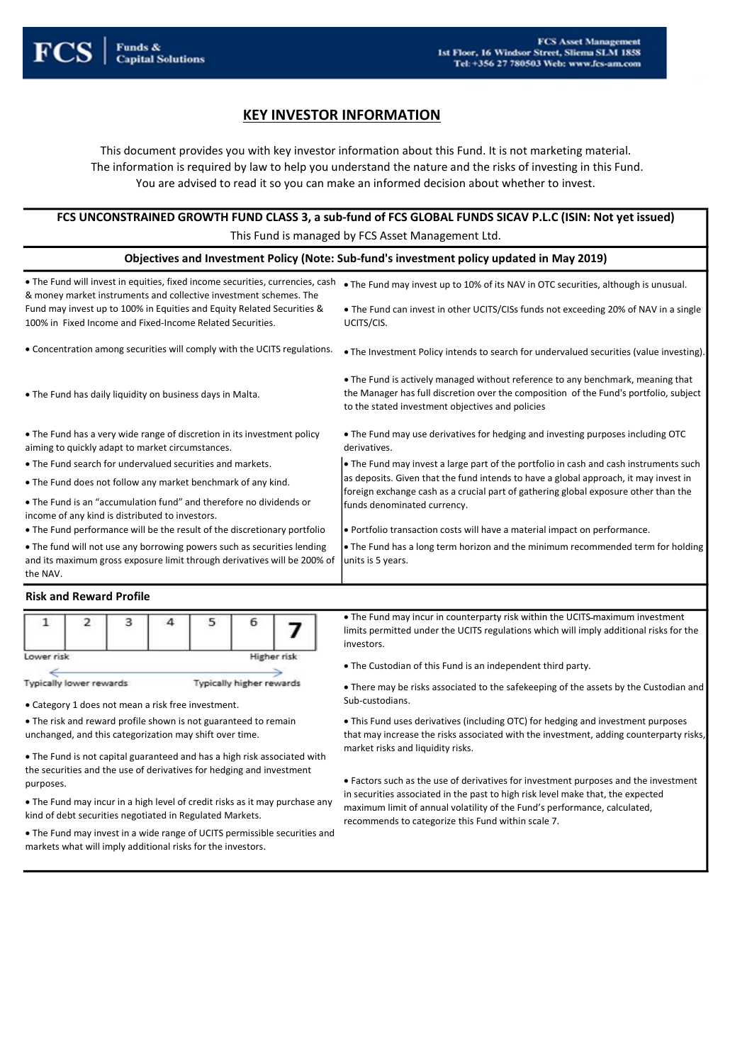# KEY INVESTOR INFORMATION

This document provides you with key investor information about this Fund. It is not marketing material.
The information is required by law to help you understand the nature and the risks of investing in this Fund.
You are advised to read it so you can make an informed decision about whether to invest.

**FCS UNCONSTRAINED GROWTH FUND CLASS 3, a sub-fund of FCS GLOBAL FUNDS SICAV P.L.C (ISIN: Not yet issued)**

This Fund is managed by FCS Asset Management Ltd.

## Objectives and Investment Policy (Note: Sub-fund's investment policy updated in May 2019)

- The Fund will invest in equities, fixed income securities, currencies, cash & money market instruments and collective investment schemes. The Fund may invest up to 100% in Equities and Equity Related Securities & 100% in Fixed Income and Fixed-Income Related Securities.
- Concentration among securities will comply with the UCITS regulations.
- The Fund has daily liquidity on business days in Malta.
- The Fund has a very wide range of discretion in its investment policy aiming to quickly adapt to market circumstances.
- The Fund search for undervalued securities and markets.
- The Fund does not follow any market benchmark of any kind.
- The Fund is an "accumulation fund" and therefore no dividends or income of any kind is distributed to investors.
- The Fund performance will be the result of the discretionary portfolio
- The fund will not use any borrowing powers such as securities lending and its maximum gross exposure limit through derivatives will be 200% of the NAV.
- The Fund may invest up to 10% of its NAV in OTC securities, although is unusual.
- The Fund can invest in other UCITS/CISs funds not exceeding 20% of NAV in a single UCITS/CIS.
- The Investment Policy intends to search for undervalued securities (value investing).
- The Fund is actively managed without reference to any benchmark, meaning that the Manager has full discretion over the composition of the Fund's portfolio, subject to the stated investment objectives and policies
- The Fund may use derivatives for hedging and investing purposes including OTC derivatives.
- The Fund may invest a large part of the portfolio in cash and cash instruments such as deposits. Given that the fund intends to have a global approach, it may invest in foreign exchange cash as a crucial part of gathering global exposure other than the funds denominated currency.
- Portfolio transaction costs will have a material impact on performance.
- The Fund has a long term horizon and the minimum recommended term for holding units is 5 years.

## Risk and Reward Profile

| 1 | 2 | 3 | 4 | 5 | 6 | **7** |
|---|---|---|---|---|---|---|

Lower risk — Higher risk

Typically lower rewards — Typically higher rewards

- Category 1 does not mean a risk free investment.
- The risk and reward profile shown is not guaranteed to remain unchanged, and this categorization may shift over time.
- The Fund is not capital guaranteed and has a high risk associated with the securities and the use of derivatives for hedging and investment purposes.
- The Fund may incur in a high level of credit risks as it may purchase any kind of debt securities negotiated in Regulated Markets.
- The Fund may invest in a wide range of UCITS permissible securities and markets what will imply additional risks for the investors.
- The Fund may incur in counterparty risk within the UCITS maximum investment limits permitted under the UCITS regulations which will imply additional risks for the investors.
- The Custodian of this Fund is an independent third party.
- There may be risks associated to the safekeeping of the assets by the Custodian and Sub-custodians.
- This Fund uses derivatives (including OTC) for hedging and investment purposes that may increase the risks associated with the investment, adding counterparty risks, market risks and liquidity risks.
- Factors such as the use of derivatives for investment purposes and the investment in securities associated in the past to high risk level make that, the expected maximum limit of annual volatility of the Fund's performance, calculated, recommends to categorize this Fund within scale 7.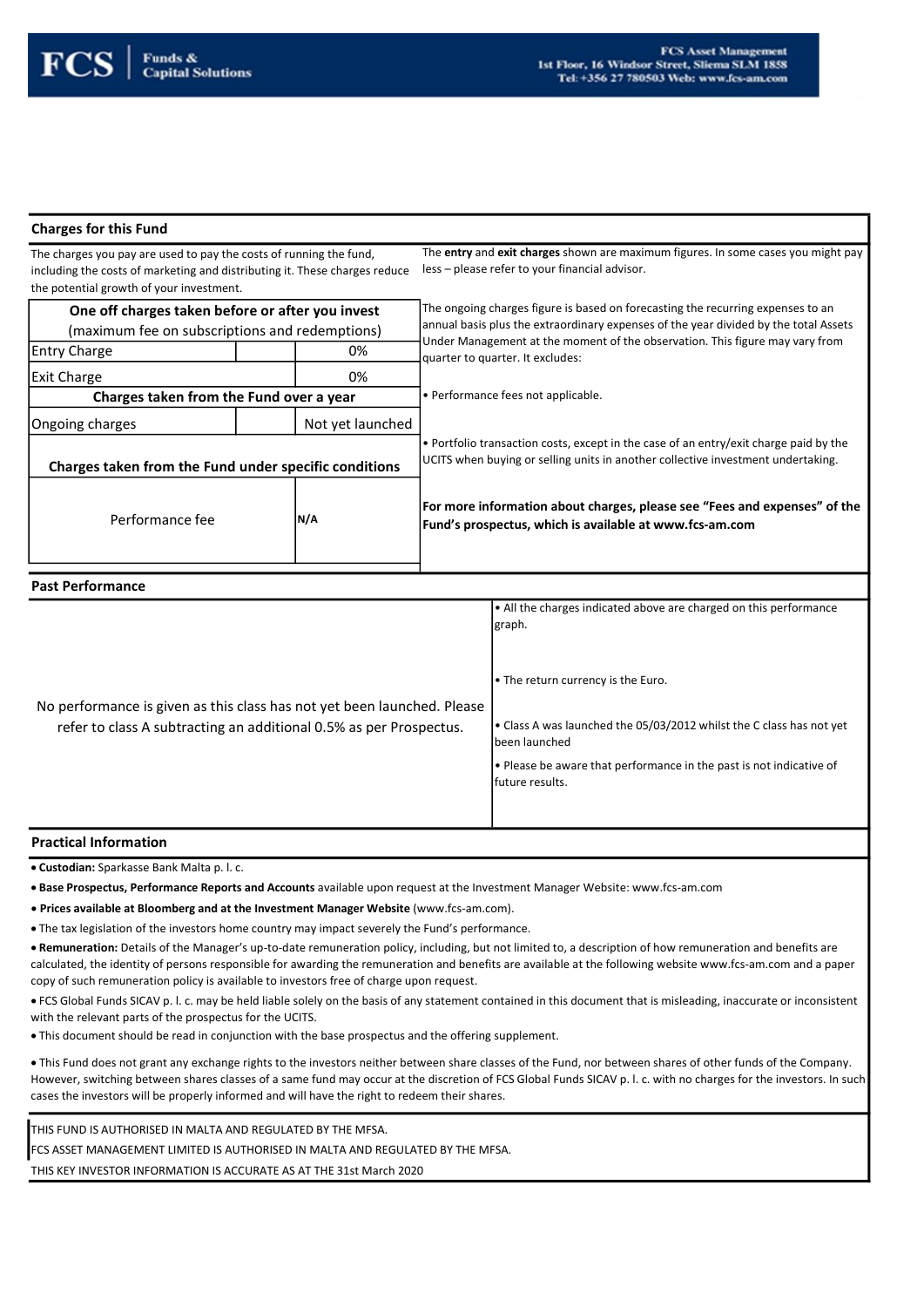## Charges for this Fund

The charges you pay are used to pay the costs of running the fund, including the costs of marketing and distributing it. These charges reduce the potential growth of your investment.

| One off charges taken before or after you invest (maximum fee on subscriptions and redemptions) | | |
|---|---|---|
| Entry Charge | | 0% |
| Exit Charge | | 0% |
| **Charges taken from the Fund over a year** | | |
| Ongoing charges | | Not yet launched |
| **Charges taken from the Fund under specific conditions** | | |
| Performance fee | | N/A |

The **entry** and **exit charges** shown are maximum figures. In some cases you might pay less – please refer to your financial advisor.

The ongoing charges figure is based on forecasting the recurring expenses to an annual basis plus the extraordinary expenses of the year divided by the total Assets Under Management at the moment of the observation. This figure may vary from quarter to quarter. It excludes:

- Performance fees not applicable.
- Portfolio transaction costs, except in the case of an entry/exit charge paid by the UCITS when buying or selling units in another collective investment undertaking.

**For more information about charges, please see "Fees and expenses" of the Fund's prospectus, which is available at www.fcs-am.com**

## Past Performance

No performance is given as this class has not yet been launched. Please refer to class A subtracting an additional 0.5% as per Prospectus.

- All the charges indicated above are charged on this performance graph.
- The return currency is the Euro.
- Class A was launched the 05/03/2012 whilst the C class has not yet been launched
- Please be aware that performance in the past is not indicative of future results.

## Practical Information

- **Custodian:** Sparkasse Bank Malta p. l. c.
- **Base Prospectus, Performance Reports and Accounts** available upon request at the Investment Manager Website: www.fcs-am.com
- **Prices available at Bloomberg and at the Investment Manager Website** (www.fcs-am.com).
- The tax legislation of the investors home country may impact severely the Fund's performance.
- **Remuneration:** Details of the Manager's up-to-date remuneration policy, including, but not limited to, a description of how remuneration and benefits are calculated, the identity of persons responsible for awarding the remuneration and benefits are available at the following website www.fcs-am.com and a paper copy of such remuneration policy is available to investors free of charge upon request.
- FCS Global Funds SICAV p. l. c. may be held liable solely on the basis of any statement contained in this document that is misleading, inaccurate or inconsistent with the relevant parts of the prospectus for the UCITS.
- This document should be read in conjunction with the base prospectus and the offering supplement.
- This Fund does not grant any exchange rights to the investors neither between share classes of the Fund, nor between shares of other funds of the Company. However, switching between shares classes of a same fund may occur at the discretion of FCS Global Funds SICAV p. l. c. with no charges for the investors. In such cases the investors will be properly informed and will have the right to redeem their shares.

THIS FUND IS AUTHORISED IN MALTA AND REGULATED BY THE MFSA.

FCS ASSET MANAGEMENT LIMITED IS AUTHORISED IN MALTA AND REGULATED BY THE MFSA.

THIS KEY INVESTOR INFORMATION IS ACCURATE AS AT THE 31st March 2020